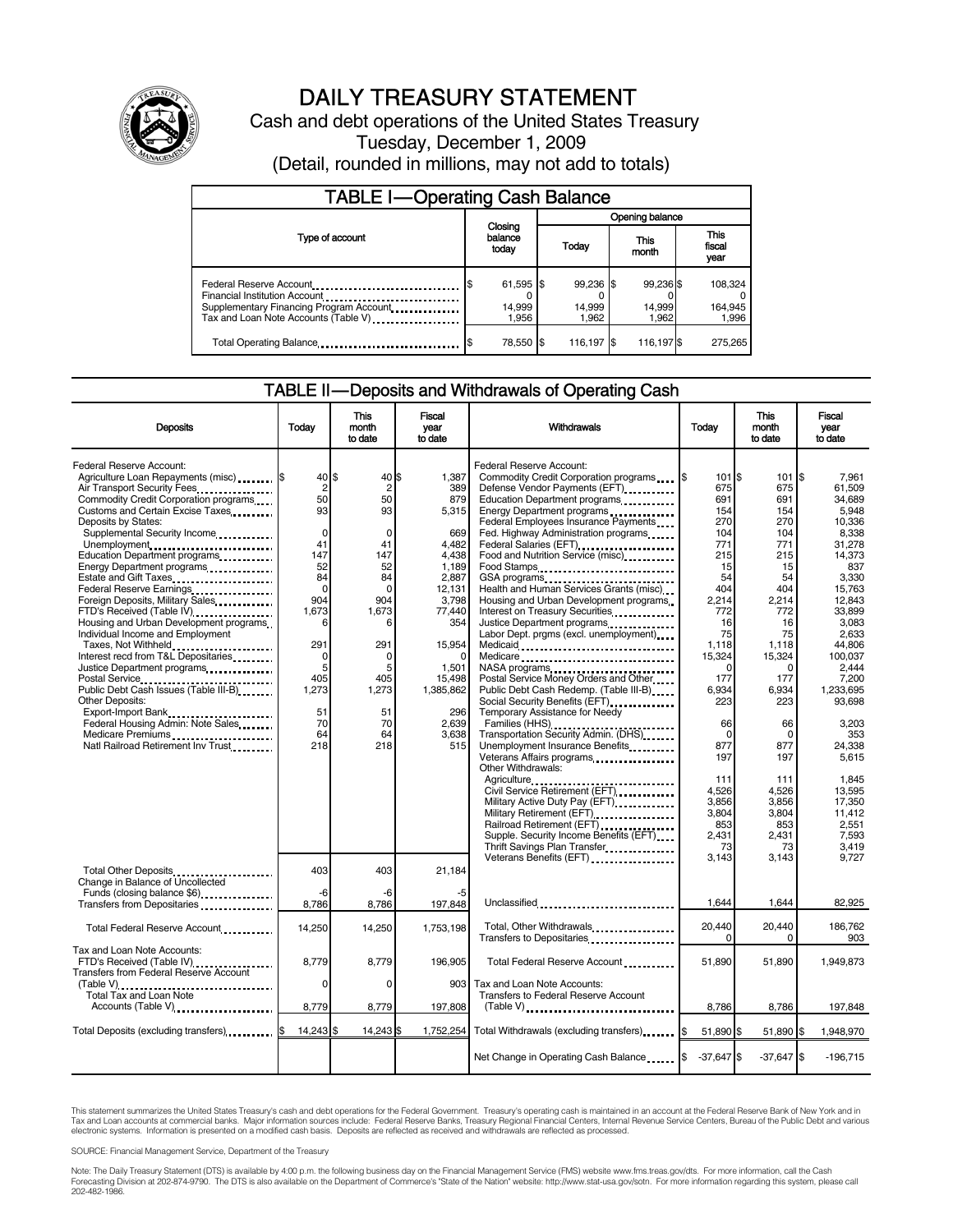# DAILY TREASURY STATEMENT

Cash and debt operations of the United States Treasury

Tuesday, December 1, 2009

(Detail, rounded in millions, may not add to totals)

## TABLE I—Operating Cash Balance

| Type of account | Closing balance today | Opening balance Today | This month | This fiscal year |
|---|---|---|---|---|
| Federal Reserve Account | $ 61,595 | $ 99,236 | $ 99,236 | $ 108,324 |
| Financial Institution Account | 0 | 0 | 0 | 0 |
| Supplementary Financing Program Account | 14,999 | 14,999 | 14,999 | 164,945 |
| Tax and Loan Note Accounts (Table V) | 1,956 | 1,962 | 1,962 | 1,996 |
| Total Operating Balance | $ 78,550 | $ 116,197 | $ 116,197 | $ 275,265 |

## TABLE II—Deposits and Withdrawals of Operating Cash

| Deposits | Today | This month to date | Fiscal year to date |
|---|---|---|---|
| Federal Reserve Account: | | | |
| Agriculture Loan Repayments (misc) | $ 40 | $ 40 | $ 1,387 |
| Air Transport Security Fees | 2 | 2 | 389 |
| Commodity Credit Corporation programs | 50 | 50 | 879 |
| Customs and Certain Excise Taxes | 93 | 93 | 5,315 |
| Deposits by States: | | | |
| Supplemental Security Income | 0 | 0 | 669 |
| Unemployment | 41 | 41 | 4,482 |
| Education Department programs | 147 | 147 | 4,438 |
| Energy Department programs | 52 | 52 | 1,189 |
| Estate and Gift Taxes | 84 | 84 | 2,887 |
| Federal Reserve Earnings | 0 | 0 | 12,131 |
| Foreign Deposits, Military Sales | 904 | 904 | 3,798 |
| FTD's Received (Table IV) | 1,673 | 1,673 | 77,440 |
| Housing and Urban Development programs | 6 | 6 | 354 |
| Individual Income and Employment Taxes, Not Withheld | 291 | 291 | 15,954 |
| Interest recd from T&L Depositaries | 0 | 0 | 0 |
| Justice Department programs | 5 | 5 | 1,501 |
| Postal Service | 405 | 405 | 15,498 |
| Public Debt Cash Issues (Table III-B) | 1,273 | 1,273 | 1,385,862 |
| Other Deposits: | | | |
| Export-Import Bank | 51 | 51 | 296 |
| Federal Housing Admin: Note Sales | 70 | 70 | 2,639 |
| Medicare Premiums | 64 | 64 | 3,638 |
| Natl Railroad Retirement Inv Trust | 218 | 218 | 515 |
| Total Other Deposits | 403 | 403 | 21,184 |
| Change in Balance of Uncollected Funds (closing balance $6) | -6 | -6 | -5 |
| Transfers from Depositaries | 8,786 | 8,786 | 197,848 |
| Total Federal Reserve Account | 14,250 | 14,250 | 1,753,198 |
| Tax and Loan Note Accounts: | | | |
| FTD's Received (Table IV) | 8,779 | 8,779 | 196,905 |
| Transfers from Federal Reserve Account (Table V) | 0 | 0 | 903 |
| Total Tax and Loan Note Accounts (Table V) | 8,779 | 8,779 | 197,808 |
| Total Deposits (excluding transfers) | $ 14,243 | $ 14,243 | $ 1,752,254 |

| Withdrawals | Today | This month to date | Fiscal year to date |
|---|---|---|---|
| Federal Reserve Account: | | | |
| Commodity Credit Corporation programs | $ 101 | $ 101 | $ 7,961 |
| Defense Vendor Payments (EFT) | 675 | 675 | 61,509 |
| Education Department programs | 691 | 691 | 34,689 |
| Energy Department programs | 154 | 154 | 5,948 |
| Federal Employees Insurance Payments | 270 | 270 | 10,336 |
| Fed. Highway Administration programs | 104 | 104 | 8,338 |
| Federal Salaries (EFT) | 771 | 771 | 31,278 |
| Food and Nutrition Service (misc) | 215 | 215 | 14,373 |
| Food Stamps | 15 | 15 | 837 |
| GSA programs | 54 | 54 | 3,330 |
| Health and Human Services Grants (misc) | 404 | 404 | 15,763 |
| Housing and Urban Development programs | 2,214 | 2,214 | 12,843 |
| Interest on Treasury Securities | 772 | 772 | 33,899 |
| Justice Department programs | 16 | 16 | 3,083 |
| Labor Dept. prgms (excl. unemployment) | 75 | 75 | 2,633 |
| Medicaid | 1,118 | 1,118 | 44,806 |
| Medicare | 15,324 | 15,324 | 100,037 |
| NASA programs | 0 | 0 | 2,444 |
| Postal Service Money Orders and Other | 177 | 177 | 7,200 |
| Public Debt Cash Redemp. (Table III-B) | 6,934 | 6,934 | 1,233,695 |
| Social Security Benefits (EFT) | 223 | 223 | 93,698 |
| Temporary Assistance for Needy Families (HHS) | 66 | 66 | 3,203 |
| Transportation Security Admin. (DHS) | 0 | 0 | 353 |
| Unemployment Insurance Benefits | 877 | 877 | 24,338 |
| Veterans Affairs programs | 197 | 197 | 5,615 |
| Other Withdrawals: | | | |
| Agriculture | 111 | 111 | 1,845 |
| Civil Service Retirement (EFT) | 4,526 | 4,526 | 13,595 |
| Military Active Duty Pay (EFT) | 3,856 | 3,856 | 17,350 |
| Military Retirement (EFT) | 3,804 | 3,804 | 11,412 |
| Railroad Retirement (EFT) | 853 | 853 | 2,551 |
| Supple. Security Income Benefits (EFT) | 2,431 | 2,431 | 7,593 |
| Thrift Savings Plan Transfer | 73 | 73 | 3,419 |
| Veterans Benefits (EFT) | 3,143 | 3,143 | 9,727 |
| Unclassified | 1,644 | 1,644 | 82,925 |
| Total, Other Withdrawals | 20,440 | 20,440 | 186,762 |
| Transfers to Depositaries | 0 | 0 | 903 |
| Total Federal Reserve Account | 51,890 | 51,890 | 1,949,873 |
| Tax and Loan Note Accounts: | | | |
| Transfers to Federal Reserve Account (Table V) | 8,786 | 8,786 | 197,848 |
| Total Withdrawals (excluding transfers) | $ 51,890 | $ 51,890 | $ 1,948,970 |
| Net Change in Operating Cash Balance | $ -37,647 | $ -37,647 | $ -196,715 |

This statement summarizes the United States Treasury's cash and debt operations for the Federal Government. Treasury's operating cash is maintained in an account at the Federal Reserve Bank of New York and in Tax and Loan accounts at commercial banks. Major information sources include: Federal Reserve Banks, Treasury Regional Financial Centers, Internal Revenue Service Centers, Bureau of the Public Debt and various electronic systems. Information is presented on a modified cash basis. Deposits are reflected as received and withdrawals are reflected as processed.

SOURCE: Financial Management Service, Department of the Treasury

Note: The Daily Treasury Statement (DTS) is available by 4:00 p.m. the following business day on the Financial Management Service (FMS) website www.fms.treas.gov/dts. For more information, call the Cash Forecasting Division at 202-874-9790. The DTS is also available on the Department of Commerce's "State of the Nation" website: http://www.stat-usa.gov/sotn. For more information regarding this system, please call 202-482-1986.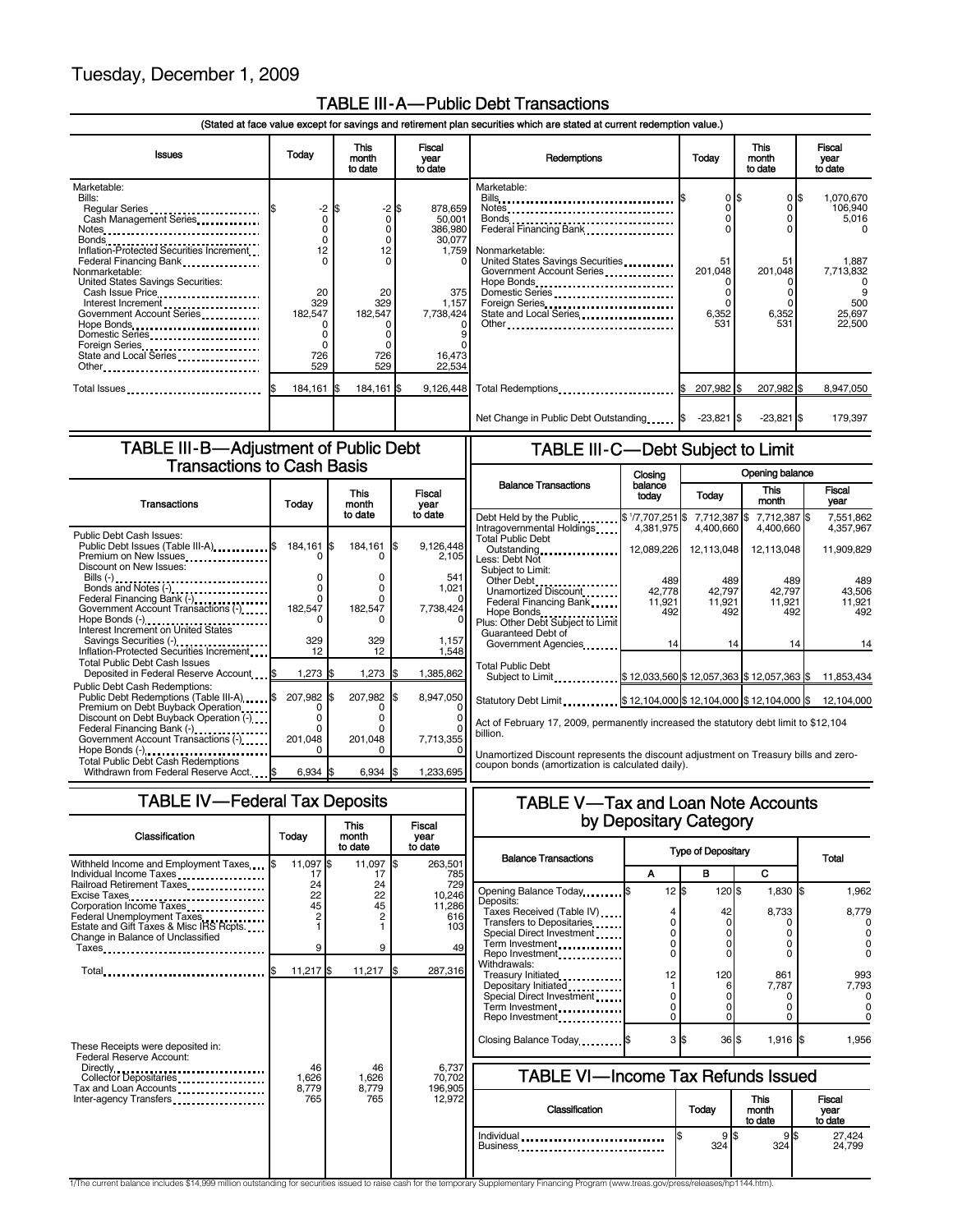Tuesday, December 1, 2009

## TABLE III-A—Public Debt Transactions

(Stated at face value except for savings and retirement plan securities which are stated at current redemption value.)

| Issues | Today | This month to date | Fiscal year to date |
|---|---|---|---|
| Marketable: | | | |
| Bills: | | | |
| Regular Series | $ -2 | $ -2 | $ 878,659 |
| Cash Management Series | 0 | 0 | 50,001 |
| Notes | 0 | 0 | 386,980 |
| Bonds | 0 | 0 | 30,077 |
| Inflation-Protected Securities Increment | 12 | 12 | 1,759 |
| Federal Financing Bank | 0 | 0 | 0 |
| Nonmarketable: | | | |
| United States Savings Securities: | | | |
| Cash Issue Price | 20 | 20 | 375 |
| Interest Increment | 329 | 329 | 1,157 |
| Government Account Series | 182,547 | 182,547 | 7,738,424 |
| Hope Bonds | 0 | 0 | 0 |
| Domestic Series | 0 | 0 | 9 |
| Foreign Series | 0 | 0 | 0 |
| State and Local Series | 726 | 726 | 16,473 |
| Other | 529 | 529 | 22,534 |
| Total Issues | $ 184,161 | $ 184,161 | $ 9,126,448 |

| Redemptions | Today | This month to date | Fiscal year to date |
|---|---|---|---|
| Marketable: | | | |
| Bills | $ 0 | $ 0 | $ 1,070,670 |
| Notes | 0 | 0 | 106,940 |
| Bonds | 0 | 0 | 5,016 |
| Federal Financing Bank | 0 | 0 | 0 |
| Nonmarketable: | | | |
| United States Savings Securities | 51 | 51 | 1,887 |
| Government Account Series | 201,048 | 201,048 | 7,713,832 |
| Hope Bonds | 0 | 0 | 0 |
| Domestic Series | 0 | 0 | 9 |
| Foreign Series | 0 | 0 | 500 |
| State and Local Series | 6,352 | 6,352 | 25,697 |
| Other | 531 | 531 | 22,500 |
| Total Redemptions | $ 207,982 | $ 207,982 | $ 8,947,050 |
| Net Change in Public Debt Outstanding | $ -23,821 | $ -23,821 | $ 179,397 |

## TABLE III-B—Adjustment of Public Debt Transactions to Cash Basis

| Transactions | Today | This month to date | Fiscal year to date |
|---|---|---|---|
| Public Debt Cash Issues: | | | |
| Public Debt Issues (Table III-A) | $ 184,161 | $ 184,161 | $ 9,126,448 |
| Premium on New Issues | 0 | 0 | 2,105 |
| Discount on New Issues: | | | |
| Bills (-) | 0 | 0 | 541 |
| Bonds and Notes (-) | 0 | 0 | 1,021 |
| Federal Financing Bank (-) | 0 | 0 | 0 |
| Government Account Transactions (-) | 182,547 | 182,547 | 7,738,424 |
| Hope Bonds (-) | 0 | 0 | 0 |
| Interest Increment on United States Savings Securities (-) | 329 | 329 | 1,157 |
| Inflation-Protected Securities Increment | 12 | 12 | 1,548 |
| Total Public Debt Cash Issues Deposited in Federal Reserve Account | $ 1,273 | $ 1,273 | $ 1,385,862 |
| Public Debt Cash Redemptions: | | | |
| Public Debt Redemptions (Table III-A) | $ 207,982 | $ 207,982 | $ 8,947,050 |
| Premium on Debt Buyback Operation | 0 | 0 | 0 |
| Discount on Debt Buyback Operation (-) | 0 | 0 | 0 |
| Federal Financing Bank (-) | 0 | 0 | 0 |
| Government Account Transactions (-) | 201,048 | 201,048 | 7,713,355 |
| Hope Bonds (-) | 0 | 0 | 0 |
| Total Public Debt Cash Redemptions Withdrawn from Federal Reserve Acct. | $ 6,934 | $ 6,934 | $ 1,233,695 |

## TABLE III-C—Debt Subject to Limit

| Balance Transactions | Closing balance today | Opening balance Today | Opening balance This month | Opening balance Fiscal year |
|---|---|---|---|---|
| Debt Held by the Public | $ [1]7,707,251 | $ 7,712,387 | $ 7,712,387 | $ 7,551,862 |
| Intragovernmental Holdings | 4,381,975 | 4,400,660 | 4,400,660 | 4,357,967 |
| Total Public Debt Outstanding | 12,089,226 | 12,113,048 | 12,113,048 | 11,909,829 |
| Less: Debt Not Subject to Limit: | | | | |
| Other Debt | 489 | 489 | 489 | 489 |
| Unamortized Discount | 42,778 | 42,797 | 42,797 | 43,506 |
| Federal Financing Bank | 11,921 | 11,921 | 11,921 | 11,921 |
| Hope Bonds | 492 | 492 | 492 | 492 |
| Plus: Other Debt Subject to Limit Guaranteed Debt of Government Agencies | 14 | 14 | 14 | 14 |
| Total Public Debt Subject to Limit | $ 12,033,560 | $ 12,057,363 | $ 12,057,363 | $ 11,853,434 |
| Statutory Debt Limit | $ 12,104,000 | $ 12,104,000 | $ 12,104,000 | $ 12,104,000 |

Act of February 17, 2009, permanently increased the statutory debt limit to $12,104 billion.

Unamortized Discount represents the discount adjustment on Treasury bills and zero-coupon bonds (amortization is calculated daily).

## TABLE IV—Federal Tax Deposits

| Classification | Today | This month to date | Fiscal year to date |
|---|---|---|---|
| Withheld Income and Employment Taxes | $ 11,097 | $ 11,097 | $ 263,501 |
| Individual Income Taxes | 17 | 17 | 785 |
| Railroad Retirement Taxes | 24 | 24 | 729 |
| Excise Taxes | 22 | 22 | 10,246 |
| Corporation Income Taxes | 45 | 45 | 11,286 |
| Federal Unemployment Taxes | 2 | 2 | 616 |
| Estate and Gift Taxes & Misc IRS Rcpts. | 1 | 1 | 103 |
| Change in Balance of Unclassified Taxes | 9 | 9 | 49 |
| Total | $ 11,217 | $ 11,217 | $ 287,316 |
| These Receipts were deposited in: | | | |
| Federal Reserve Account: | | | |
| Directly | 46 | 46 | 6,737 |
| Collector Depositaries | 1,626 | 1,626 | 70,702 |
| Tax and Loan Accounts | 8,779 | 8,779 | 196,905 |
| Inter-agency Transfers | 765 | 765 | 12,972 |

## TABLE V—Tax and Loan Note Accounts by Depositary Category

| Balance Transactions | Type of Depositary A | Type of Depositary B | Type of Depositary C | Total |
|---|---|---|---|---|
| Opening Balance Today | $ 12 | $ 120 | $ 1,830 | $ 1,962 |
| Deposits: | | | | |
| Taxes Received (Table IV) | 4 | 42 | 8,733 | 8,779 |
| Transfers to Depositaries | 0 | 0 | 0 | 0 |
| Special Direct Investment | 0 | 0 | 0 | 0 |
| Term Investment | 0 | 0 | 0 | 0 |
| Repo Investment | 0 | 0 | 0 | 0 |
| Withdrawals: | | | | |
| Treasury Initiated | 12 | 120 | 861 | 993 |
| Depositary Initiated | 1 | 6 | 7,787 | 7,793 |
| Special Direct Investment | 0 | 0 | 0 | 0 |
| Term Investment | 0 | 0 | 0 | 0 |
| Repo Investment | 0 | 0 | 0 | 0 |
| Closing Balance Today | $ 3 | $ 36 | $ 1,916 | $ 1,956 |

## TABLE VI—Income Tax Refunds Issued

| Classification | Today | This month to date | Fiscal year to date |
|---|---|---|---|
| Individual | $ 9 | $ 9 | $ 27,424 |
| Business | 324 | 324 | 24,799 |

[1]The current balance includes $14,999 million outstanding for securities issued to raise cash for the temporary Supplementary Financing Program (www.treas.gov/press/releases/hp1144.htm).